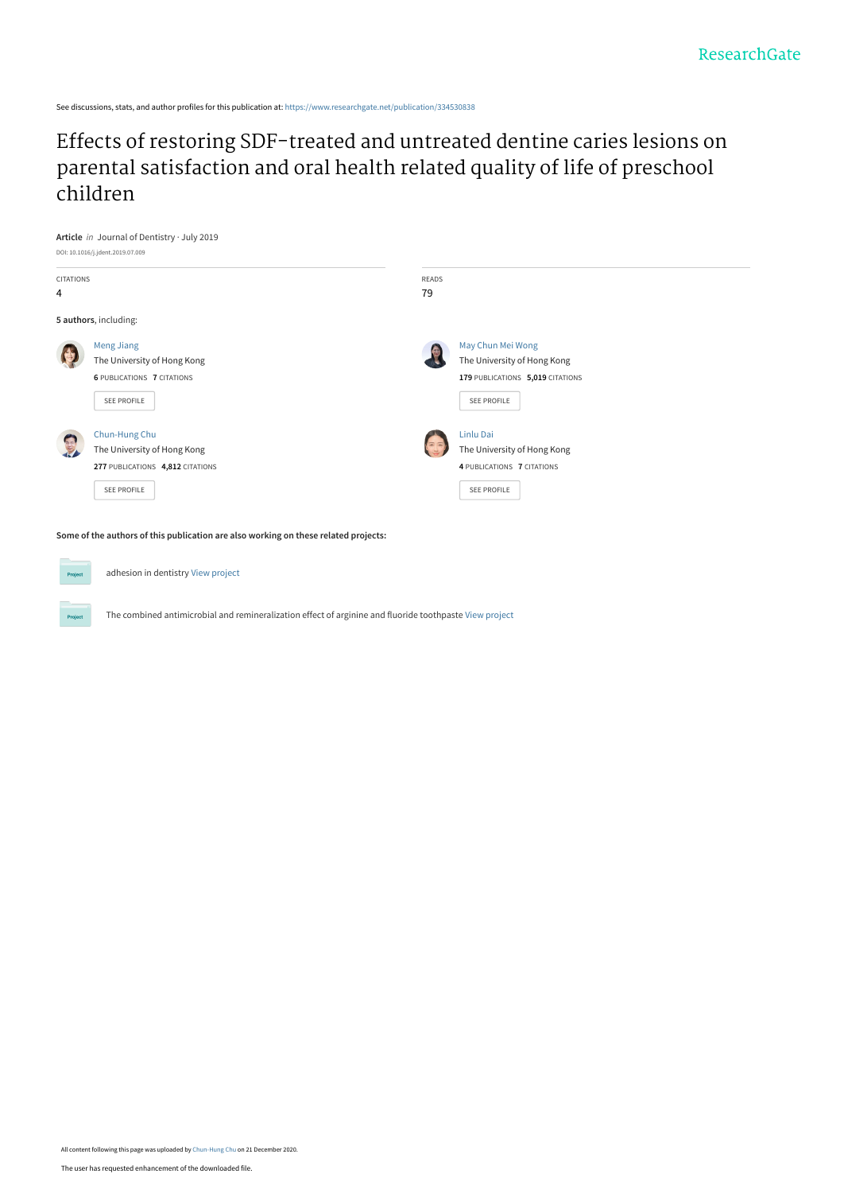See discussions, stats, and author profiles for this publication at: https://www.researchgate.net/publication/334530838

# Effects of restoring SDF-treated and untreated dentine caries lesions on parental satisfaction and oral health related quality of life of preschool children

**Article** *in* Journal of Dentistry · July 2019

DOI: 10.1016/j.jdent.2019.07.009

| CITATIONS | READS |
|---|---|
| 4 | 79 |

**5 authors**, including:

**Meng Jiang**
The University of Hong Kong
6 PUBLICATIONS 7 CITATIONS

**May Chun Mei Wong**
The University of Hong Kong
179 PUBLICATIONS 5,019 CITATIONS

**Chun-Hung Chu**
The University of Hong Kong
277 PUBLICATIONS 4,812 CITATIONS

**Linlu Dai**
The University of Hong Kong
4 PUBLICATIONS 7 CITATIONS

**Some of the authors of this publication are also working on these related projects:**

- adhesion in dentistry View project
- The combined antimicrobial and remineralization effect of arginine and fluoride toothpaste View project

All content following this page was uploaded by Chun-Hung Chu on 21 December 2020.

The user has requested enhancement of the downloaded file.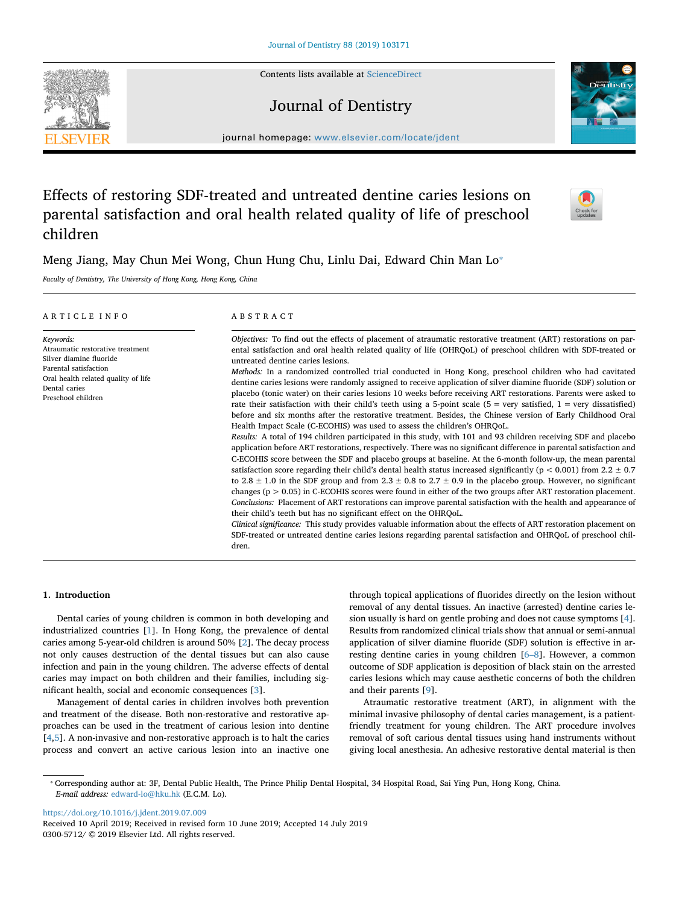# Effects of restoring SDF-treated and untreated dentine caries lesions on parental satisfaction and oral health related quality of life of preschool children

Meng Jiang, May Chun Mei Wong, Chun Hung Chu, Linlu Dai, Edward Chin Man Lo*

*Faculty of Dentistry, The University of Hong Kong, Hong Kong, China*

---

**ARTICLE INFO**

*Keywords:*
Atraumatic restorative treatment
Silver diamine fluoride
Parental satisfaction
Oral health related quality of life
Dental caries
Preschool children

**ABSTRACT**

*Objectives:* To find out the effects of placement of atraumatic restorative treatment (ART) restorations on parental satisfaction and oral health related quality of life (OHRQoL) of preschool children with SDF-treated or untreated dentine caries lesions.

*Methods:* In a randomized controlled trial conducted in Hong Kong, preschool children who had cavitated dentine caries lesions were randomly assigned to receive application of silver diamine fluoride (SDF) solution or placebo (tonic water) on their caries lesions 10 weeks before receiving ART restorations. Parents were asked to rate their satisfaction with their child's teeth using a 5-point scale (5 = very satisfied, 1 = very dissatisfied) before and six months after the restorative treatment. Besides, the Chinese version of Early Childhood Oral Health Impact Scale (C-ECOHIS) was used to assess the children's OHRQoL.

*Results:* A total of 194 children participated in this study, with 101 and 93 children receiving SDF and placebo application before ART restorations, respectively. There was no significant difference in parental satisfaction and C-ECOHIS score between the SDF and placebo groups at baseline. At the 6-month follow-up, the mean parental satisfaction score regarding their child's dental health status increased significantly ($p < 0.001$) from 2.2 ± 0.7 to 2.8 ± 1.0 in the SDF group and from 2.3 ± 0.8 to 2.7 ± 0.9 in the placebo group. However, no significant changes ($p > 0.05$) in C-ECOHIS scores were found in either of the two groups after ART restoration placement.

*Conclusions:* Placement of ART restorations can improve parental satisfaction with the health and appearance of their child's teeth but has no significant effect on the OHRQoL.

*Clinical significance:* This study provides valuable information about the effects of ART restoration placement on SDF-treated or untreated dentine caries lesions regarding parental satisfaction and OHRQoL of preschool children.

---

## 1. Introduction

Dental caries of young children is common in both developing and industrialized countries [1]. In Hong Kong, the prevalence of dental caries among 5-year-old children is around 50% [2]. The decay process not only causes destruction of the dental tissues but can also cause infection and pain in the young children. The adverse effects of dental caries may impact on both children and their families, including significant health, social and economic consequences [3].

Management of dental caries in children involves both prevention and treatment of the disease. Both non-restorative and restorative approaches can be used in the treatment of carious lesion into dentine [4,5]. A non-invasive and non-restorative approach is to halt the caries process and convert an active carious lesion into an inactive one through topical applications of fluorides directly on the lesion without removal of any dental tissues. An inactive (arrested) dentine caries lesion usually is hard on gentle probing and does not cause symptoms [4]. Results from randomized clinical trials show that annual or semi-annual application of silver diamine fluoride (SDF) solution is effective in arresting dentine caries in young children [6–8]. However, a common outcome of SDF application is deposition of black stain on the arrested caries lesions which may cause aesthetic concerns of both the children and their parents [9].

Atraumatic restorative treatment (ART), in alignment with the minimal invasive philosophy of dental caries management, is a patient-friendly treatment for young children. The ART procedure involves removal of soft carious dental tissues using hand instruments without giving local anesthesia. An adhesive restorative dental material is then

---

* Corresponding author at: 3F, Dental Public Health, The Prince Philip Dental Hospital, 34 Hospital Road, Sai Ying Pun, Hong Kong, China.
*E-mail address:* edward-lo@hku.hk (E.C.M. Lo).

https://doi.org/10.1016/j.jdent.2019.07.009
Received 10 April 2019; Received in revised form 10 June 2019; Accepted 14 July 2019
0300-5712/ © 2019 Elsevier Ltd. All rights reserved.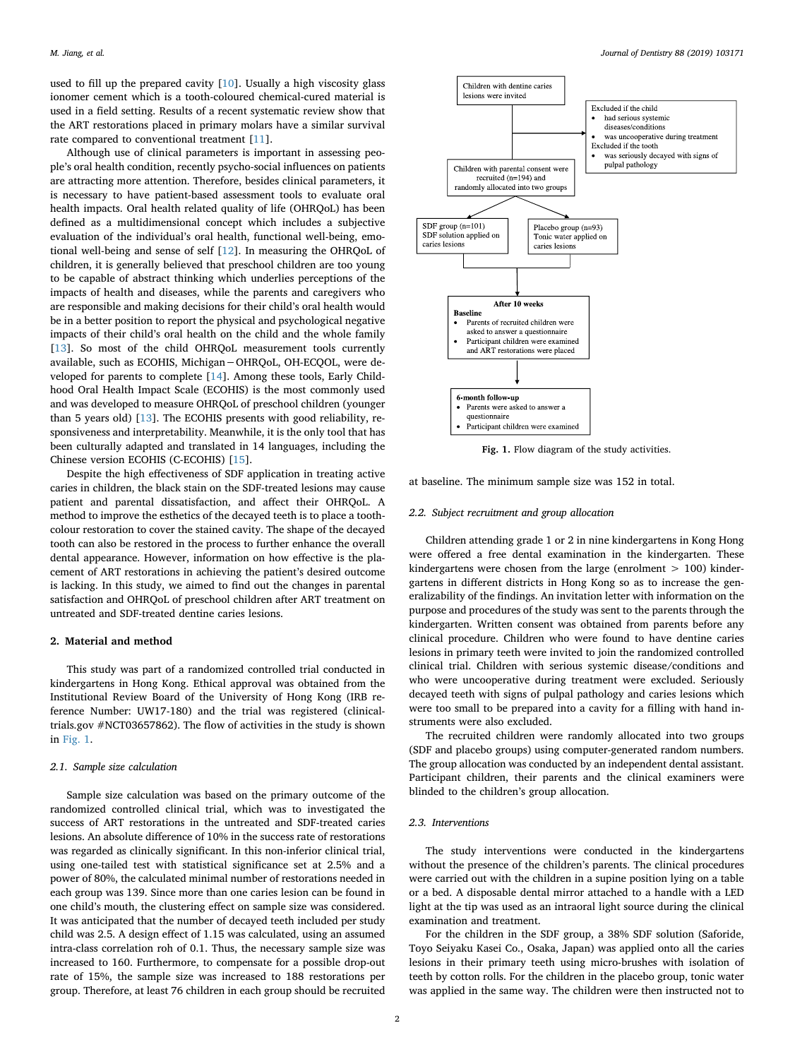used to fill up the prepared cavity [10]. Usually a high viscosity glass ionomer cement which is a tooth-coloured chemical-cured material is used in a field setting. Results of a recent systematic review show that the ART restorations placed in primary molars have a similar survival rate compared to conventional treatment [11].

Although use of clinical parameters is important in assessing people's oral health condition, recently psycho-social influences on patients are attracting more attention. Therefore, besides clinical parameters, it is necessary to have patient-based assessment tools to evaluate oral health impacts. Oral health related quality of life (OHRQoL) has been defined as a multidimensional concept which includes a subjective evaluation of the individual's oral health, functional well-being, emotional well-being and sense of self [12]. In measuring the OHRQoL of children, it is generally believed that preschool children are too young to be capable of abstract thinking which underlies perceptions of the impacts of health and diseases, while the parents and caregivers who are responsible and making decisions for their child's oral health would be in a better position to report the physical and psychological negative impacts of their child's oral health on the child and the whole family [13]. So most of the child OHRQoL measurement tools currently available, such as ECOHIS, Michigan – OHRQoL, OH-ECQOL, were developed for parents to complete [14]. Among these tools, Early Childhood Oral Health Impact Scale (ECOHIS) is the most commonly used and was developed to measure OHRQoL of preschool children (younger than 5 years old) [13]. The ECOHIS presents with good reliability, responsiveness and interpretability. Meanwhile, it is the only tool that has been culturally adapted and translated in 14 languages, including the Chinese version ECOHIS (C-ECOHIS) [15].

Despite the high effectiveness of SDF application in treating active caries in children, the black stain on the SDF-treated lesions may cause patient and parental dissatisfaction, and affect their OHRQoL. A method to improve the esthetics of the decayed teeth is to place a tooth-colour restoration to cover the stained cavity. The shape of the decayed tooth can also be restored in the process to further enhance the overall dental appearance. However, information on how effective is the placement of ART restorations in achieving the patient's desired outcome is lacking. In this study, we aimed to find out the changes in parental satisfaction and OHRQoL of preschool children after ART treatment on untreated and SDF-treated dentine caries lesions.

## 2. Material and method

This study was part of a randomized controlled trial conducted in kindergartens in Hong Kong. Ethical approval was obtained from the Institutional Review Board of the University of Hong Kong (IRB reference Number: UW17-180) and the trial was registered (clinicaltrials.gov #NCT03657862). The flow of activities in the study is shown in Fig. 1.

### 2.1. Sample size calculation

Sample size calculation was based on the primary outcome of the randomized controlled clinical trial, which was to investigated the success of ART restorations in the untreated and SDF-treated caries lesions. An absolute difference of 10% in the success rate of restorations was regarded as clinically significant. In this non-inferior clinical trial, using one-tailed test with statistical significance set at 2.5% and a power of 80%, the calculated minimal number of restorations needed in each group was 139. Since more than one caries lesion can be found in one child's mouth, the clustering effect on sample size was considered. It was anticipated that the number of decayed teeth included per study child was 2.5. A design effect of 1.15 was calculated, using an assumed intra-class correlation roh of 0.1. Thus, the necessary sample size was increased to 160. Furthermore, to compensate for a possible drop-out rate of 15%, the sample size was increased to 188 restorations per group. Therefore, at least 76 children in each group should be recruited at baseline. The minimum sample size was 152 in total.

Children with dentine caries lesions were invited

Excluded if the child
- had serious systemic diseases/conditions
- was uncooperative during treatment

Excluded if the tooth
- was seriously decayed with signs of pulpal pathology

Children with parental consent were recruited (n=194) and randomly allocated into two groups

SDF group (n=101) SDF solution applied on caries lesions

Placebo group (n=93) Tonic water applied on caries lesions

**After 10 weeks**
**Baseline**
- Parents of recruited children were asked to answer a questionnaire
- Participant children were examined and ART restorations were placed

**6-month follow-up**
- Parents were asked to answer a questionnaire
- Participant children were examined

**Fig. 1.** Flow diagram of the study activities.

### 2.2. Subject recruitment and group allocation

Children attending grade 1 or 2 in nine kindergartens in Kong Hong were offered a free dental examination in the kindergarten. These kindergartens were chosen from the large (enrolment > 100) kindergartens in different districts in Hong Kong so as to increase the generalizability of the findings. An invitation letter with information on the purpose and procedures of the study was sent to the parents through the kindergarten. Written consent was obtained from parents before any clinical procedure. Children who were found to have dentine caries lesions in primary teeth were invited to join the randomized controlled clinical trial. Children with serious systemic disease/conditions and who were uncooperative during treatment were excluded. Seriously decayed teeth with signs of pulpal pathology and caries lesions which were too small to be prepared into a cavity for a filling with hand instruments were also excluded.

The recruited children were randomly allocated into two groups (SDF and placebo groups) using computer-generated random numbers. The group allocation was conducted by an independent dental assistant. Participant children, their parents and the clinical examiners were blinded to the children's group allocation.

### 2.3. Interventions

The study interventions were conducted in the kindergartens without the presence of the children's parents. The clinical procedures were carried out with the children in a supine position lying on a table or a bed. A disposable dental mirror attached to a handle with a LED light at the tip was used as an intraoral light source during the clinical examination and treatment.

For the children in the SDF group, a 38% SDF solution (Saforide, Toyo Seiyaku Kasei Co., Osaka, Japan) was applied onto all the caries lesions in their primary teeth using micro-brushes with isolation of teeth by cotton rolls. For the children in the placebo group, tonic water was applied in the same way. The children were then instructed not to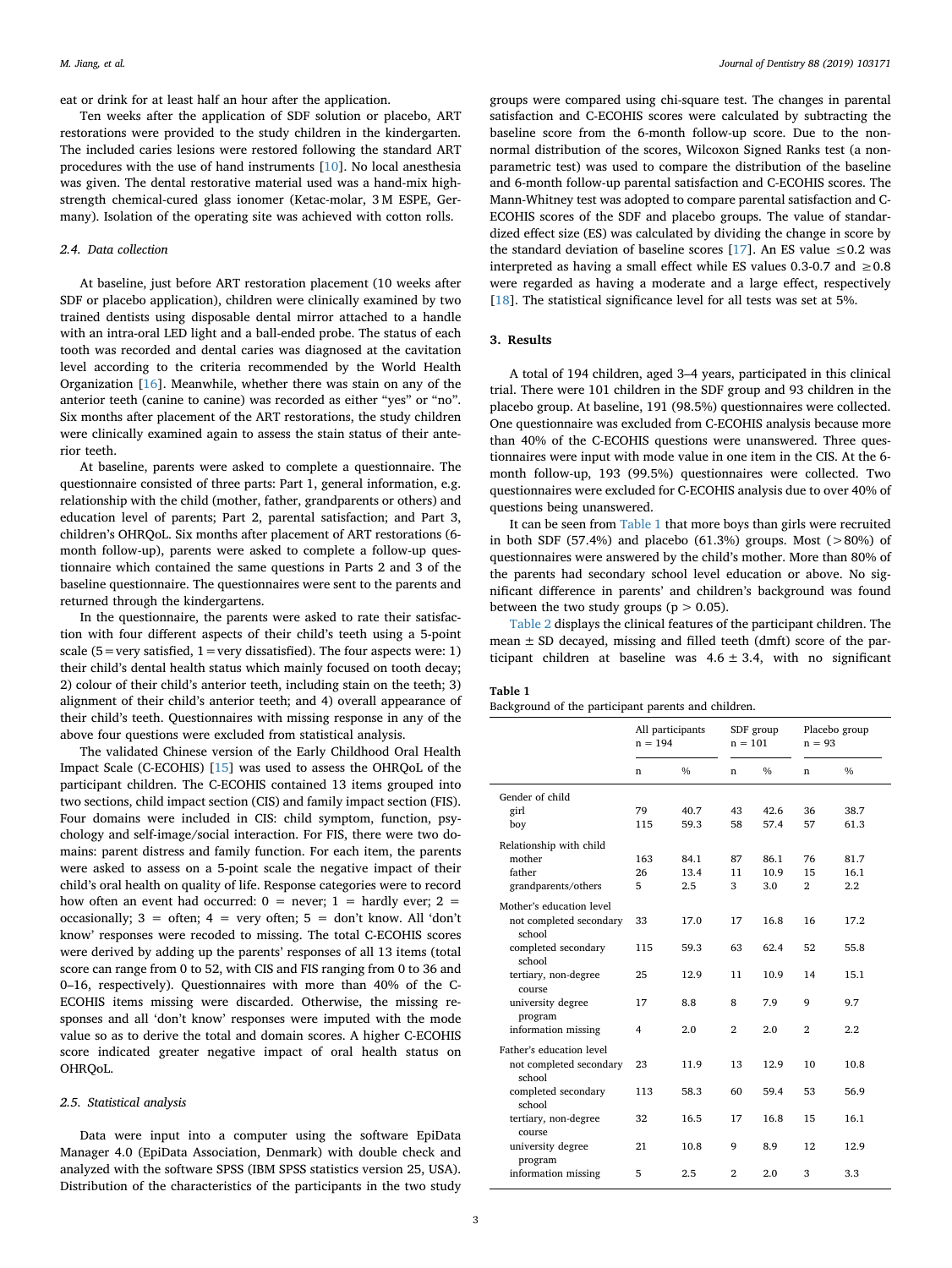eat or drink for at least half an hour after the application.

Ten weeks after the application of SDF solution or placebo, ART restorations were provided to the study children in the kindergarten. The included caries lesions were restored following the standard ART procedures with the use of hand instruments [10]. No local anesthesia was given. The dental restorative material used was a hand-mix high-strength chemical-cured glass ionomer (Ketac-molar, 3 M ESPE, Germany). Isolation of the operating site was achieved with cotton rolls.

### 2.4. Data collection

At baseline, just before ART restoration placement (10 weeks after SDF or placebo application), children were clinically examined by two trained dentists using disposable dental mirror attached to a handle with an intra-oral LED light and a ball-ended probe. The status of each tooth was recorded and dental caries was diagnosed at the cavitation level according to the criteria recommended by the World Health Organization [16]. Meanwhile, whether there was stain on any of the anterior teeth (canine to canine) was recorded as either "yes" or "no". Six months after placement of the ART restorations, the study children were clinically examined again to assess the stain status of their anterior teeth.

At baseline, parents were asked to complete a questionnaire. The questionnaire consisted of three parts: Part 1, general information, e.g. relationship with the child (mother, father, grandparents or others) and education level of parents; Part 2, parental satisfaction; and Part 3, children's OHRQoL. Six months after placement of ART restorations (6-month follow-up), parents were asked to complete a follow-up questionnaire which contained the same questions in Parts 2 and 3 of the baseline questionnaire. The questionnaires were sent to the parents and returned through the kindergartens.

In the questionnaire, the parents were asked to rate their satisfaction with four different aspects of their child's teeth using a 5-point scale (5 = very satisfied, 1 = very dissatisfied). The four aspects were: 1) their child's dental health status which mainly focused on tooth decay; 2) colour of their child's anterior teeth, including stain on the teeth; 3) alignment of their child's anterior teeth; and 4) overall appearance of their child's teeth. Questionnaires with missing response in any of the above four questions were excluded from statistical analysis.

The validated Chinese version of the Early Childhood Oral Health Impact Scale (C-ECOHIS) [15] was used to assess the OHRQoL of the participant children. The C-ECOHIS contained 13 items grouped into two sections, child impact section (CIS) and family impact section (FIS). Four domains were included in CIS: child symptom, function, psychology and self-image/social interaction. For FIS, there were two domains: parent distress and family function. For each item, the parents were asked to assess on a 5-point scale the negative impact of their child's oral health on quality of life. Response categories were to record how often an event had occurred: 0 = never; 1 = hardly ever; 2 = occasionally; 3 = often; 4 = very often; 5 = don't know. All 'don't know' responses were recoded to missing. The total C-ECOHIS scores were derived by adding up the parents' responses of all 13 items (total score can range from 0 to 52, with CIS and FIS ranging from 0 to 36 and 0–16, respectively). Questionnaires with more than 40% of the C-ECOHIS items missing were discarded. Otherwise, the missing responses and all 'don't know' responses were imputed with the mode value so as to derive the total and domain scores. A higher C-ECOHIS score indicated greater negative impact of oral health status on OHRQoL.

### 2.5. Statistical analysis

Data were input into a computer using the software EpiData Manager 4.0 (EpiData Association, Denmark) with double check and analyzed with the software SPSS (IBM SPSS statistics version 25, USA). Distribution of the characteristics of the participants in the two study groups were compared using chi-square test. The changes in parental satisfaction and C-ECOHIS scores were calculated by subtracting the baseline score from the 6-month follow-up score. Due to the non-normal distribution of the scores, Wilcoxon Signed Ranks test (a non-parametric test) was used to compare the distribution of the baseline and 6-month follow-up parental satisfaction and C-ECOHIS scores. The Mann-Whitney test was adopted to compare parental satisfaction and C-ECOHIS scores of the SDF and placebo groups. The value of standardized effect size (ES) was calculated by dividing the change in score by the standard deviation of baseline scores [17]. An ES value $\leq 0.2$ was interpreted as having a small effect while ES values 0.3-0.7 and $\geq 0.8$ were regarded as having a moderate and a large effect, respectively [18]. The statistical significance level for all tests was set at 5%.

## 3. Results

A total of 194 children, aged 3–4 years, participated in this clinical trial. There were 101 children in the SDF group and 93 children in the placebo group. At baseline, 191 (98.5%) questionnaires were collected. One questionnaire was excluded from C-ECOHIS analysis because more than 40% of the C-ECOHIS questions were unanswered. Three questionnaires were input with mode value in one item in the CIS. At the 6-month follow-up, 193 (99.5%) questionnaires were collected. Two questionnaires were excluded for C-ECOHIS analysis due to over 40% of questions being unanswered.

It can be seen from Table 1 that more boys than girls were recruited in both SDF (57.4%) and placebo (61.3%) groups. Most (>80%) of questionnaires were answered by the child's mother. More than 80% of the parents had secondary school level education or above. No significant difference in parents' and children's background was found between the two study groups ($p > 0.05$).

Table 2 displays the clinical features of the participant children. The mean ± SD decayed, missing and filled teeth (dmft) score of the participant children at baseline was 4.6 ± 3.4, with no significant

**Table 1**
Background of the participant parents and children.

| | All participants n = 194 | | SDF group n = 101 | | Placebo group n = 93 | |
|---|---|---|---|---|---|---|
| | n | % | n | % | n | % |
| Gender of child | | | | | | |
| girl | 79 | 40.7 | 43 | 42.6 | 36 | 38.7 |
| boy | 115 | 59.3 | 58 | 57.4 | 57 | 61.3 |
| Relationship with child | | | | | | |
| mother | 163 | 84.1 | 87 | 86.1 | 76 | 81.7 |
| father | 26 | 13.4 | 11 | 10.9 | 15 | 16.1 |
| grandparents/others | 5 | 2.5 | 3 | 3.0 | 2 | 2.2 |
| Mother's education level | | | | | | |
| not completed secondary school | 33 | 17.0 | 17 | 16.8 | 16 | 17.2 |
| completed secondary school | 115 | 59.3 | 63 | 62.4 | 52 | 55.8 |
| tertiary, non-degree course | 25 | 12.9 | 11 | 10.9 | 14 | 15.1 |
| university degree program | 17 | 8.8 | 8 | 7.9 | 9 | 9.7 |
| information missing | 4 | 2.0 | 2 | 2.0 | 2 | 2.2 |
| Father's education level | | | | | | |
| not completed secondary school | 23 | 11.9 | 13 | 12.9 | 10 | 10.8 |
| completed secondary school | 113 | 58.3 | 60 | 59.4 | 53 | 56.9 |
| tertiary, non-degree course | 32 | 16.5 | 17 | 16.8 | 15 | 16.1 |
| university degree program | 21 | 10.8 | 9 | 8.9 | 12 | 12.9 |
| information missing | 5 | 2.5 | 2 | 2.0 | 3 | 3.3 |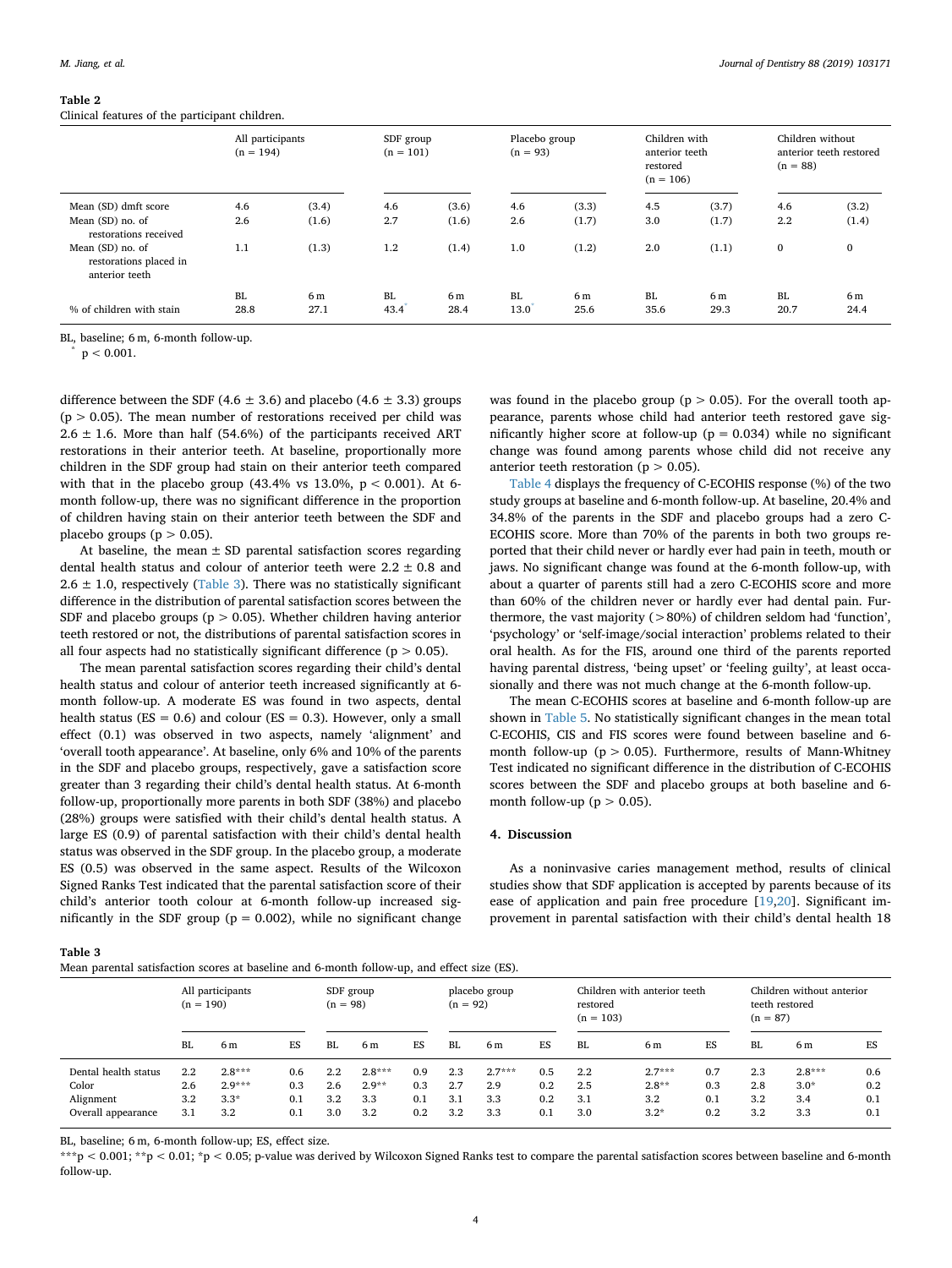**Table 2**
Clinical features of the participant children.

| | All participants (n = 194) | | SDF group (n = 101) | | Placebo group (n = 93) | | Children with anterior teeth restored (n = 106) | | Children without anterior teeth restored (n = 88) | |
|---|---|---|---|---|---|---|---|---|---|---|
| Mean (SD) dmft score | 4.6 | (3.4) | 4.6 | (3.6) | 4.6 | (3.3) | 4.5 | (3.7) | 4.6 | (3.2) |
| Mean (SD) no. of restorations received | 2.6 | (1.6) | 2.7 | (1.6) | 2.6 | (1.7) | 3.0 | (1.7) | 2.2 | (1.4) |
| Mean (SD) no. of restorations placed in anterior teeth | 1.1 | (1.3) | 1.2 | (1.4) | 1.0 | (1.2) | 2.0 | (1.1) | 0 | 0 |
| | BL | 6 m | BL | 6 m | BL | 6 m | BL | 6 m | BL | 6 m |
| % of children with stain | 28.8 | 27.1 | 43.4* | 28.4 | 13.0* | 25.6 | 35.6 | 29.3 | 20.7 | 24.4 |

BL, baseline; 6 m, 6-month follow-up.
* $p < 0.001$.

difference between the SDF (4.6 ± 3.6) and placebo (4.6 ± 3.3) groups ($p > 0.05$). The mean number of restorations received per child was 2.6 ± 1.6. More than half (54.6%) of the participants received ART restorations in their anterior teeth. At baseline, proportionally more children in the SDF group had stain on their anterior teeth compared with that in the placebo group (43.4% vs 13.0%, $p < 0.001$). At 6-month follow-up, there was no significant difference in the proportion of children having stain on their anterior teeth between the SDF and placebo groups ($p > 0.05$).

At baseline, the mean ± SD parental satisfaction scores regarding dental health status and colour of anterior teeth were 2.2 ± 0.8 and 2.6 ± 1.0, respectively (Table 3). There was no statistically significant difference in the distribution of parental satisfaction scores between the SDF and placebo groups ($p > 0.05$). Whether children having anterior teeth restored or not, the distributions of parental satisfaction scores in all four aspects had no statistically significant difference ($p > 0.05$).

The mean parental satisfaction scores regarding their child's dental health status and colour of anterior teeth increased significantly at 6-month follow-up. A moderate ES was found in two aspects, dental health status (ES = 0.6) and colour (ES = 0.3). However, only a small effect (0.1) was observed in two aspects, namely 'alignment' and 'overall tooth appearance'. At baseline, only 6% and 10% of the parents in the SDF and placebo groups, respectively, gave a satisfaction score greater than 3 regarding their child's dental health status. At 6-month follow-up, proportionally more parents in both SDF (38%) and placebo (28%) groups were satisfied with their child's dental health status. A large ES (0.9) of parental satisfaction with their child's dental health status was observed in the SDF group. In the placebo group, a moderate ES (0.5) was observed in the same aspect. Results of the Wilcoxon Signed Ranks Test indicated that the parental satisfaction score of their child's anterior tooth colour at 6-month follow-up increased significantly in the SDF group ($p = 0.002$), while no significant change was found in the placebo group ($p > 0.05$). For the overall tooth appearance, parents whose child had anterior teeth restored gave significantly higher score at follow-up ($p = 0.034$) while no significant change was found among parents whose child did not receive any anterior teeth restoration ($p > 0.05$).

Table 4 displays the frequency of C-ECOHIS response (%) of the two study groups at baseline and 6-month follow-up. At baseline, 20.4% and 34.8% of the parents in the SDF and placebo groups had a zero C-ECOHIS score. More than 70% of the parents in both two groups reported that their child never or hardly ever had pain in teeth, mouth or jaws. No significant change was found at the 6-month follow-up, with about a quarter of parents still had a zero C-ECOHIS score and more than 60% of the children never or hardly ever had dental pain. Furthermore, the vast majority (>80%) of children seldom had 'function', 'psychology' or 'self-image/social interaction' problems related to their oral health. As for the FIS, around one third of the parents reported having parental distress, 'being upset' or 'feeling guilty', at least occasionally and there was not much change at the 6-month follow-up.

The mean C-ECOHIS scores at baseline and 6-month follow-up are shown in Table 5. No statistically significant changes in the mean total C-ECOHIS, CIS and FIS scores were found between baseline and 6-month follow-up ($p > 0.05$). Furthermore, results of Mann-Whitney Test indicated no significant difference in the distribution of C-ECOHIS scores between the SDF and placebo groups at both baseline and 6-month follow-up ($p > 0.05$).

## 4. Discussion

As a noninvasive caries management method, results of clinical studies show that SDF application is accepted by parents because of its ease of application and pain free procedure [19,20]. Significant improvement in parental satisfaction with their child's dental health 18

**Table 3**
Mean parental satisfaction scores at baseline and 6-month follow-up, and effect size (ES).

| | All participants (n = 190) | | | SDF group (n = 98) | | | placebo group (n = 92) | | | Children with anterior teeth restored (n = 103) | | | Children without anterior teeth restored (n = 87) | | |
|---|---|---|---|---|---|---|---|---|---|---|---|---|---|---|---|
| | BL | 6 m | ES | BL | 6 m | ES | BL | 6 m | ES | BL | 6 m | ES | BL | 6 m | ES |
| Dental health status | 2.2 | 2.8*** | 0.6 | 2.2 | 2.8*** | 0.9 | 2.3 | 2.7*** | 0.5 | 2.2 | 2.7*** | 0.7 | 2.3 | 2.8*** | 0.6 |
| Color | 2.6 | 2.9*** | 0.3 | 2.6 | 2.9** | 0.3 | 2.7 | 2.9 | 0.2 | 2.5 | 2.8** | 0.3 | 2.8 | 3.0* | 0.2 |
| Alignment | 3.2 | 3.3* | 0.1 | 3.2 | 3.3 | 0.1 | 3.1 | 3.3 | 0.2 | 3.1 | 3.2 | 0.1 | 3.2 | 3.4 | 0.1 |
| Overall appearance | 3.1 | 3.2 | 0.1 | 3.0 | 3.2 | 0.2 | 3.2 | 3.3 | 0.1 | 3.0 | 3.2* | 0.2 | 3.2 | 3.3 | 0.1 |

BL, baseline; 6 m, 6-month follow-up; ES, effect size.
***$p < 0.001$; **$p < 0.01$; *$p < 0.05$; p-value was derived by Wilcoxon Signed Ranks test to compare the parental satisfaction scores between baseline and 6-month follow-up.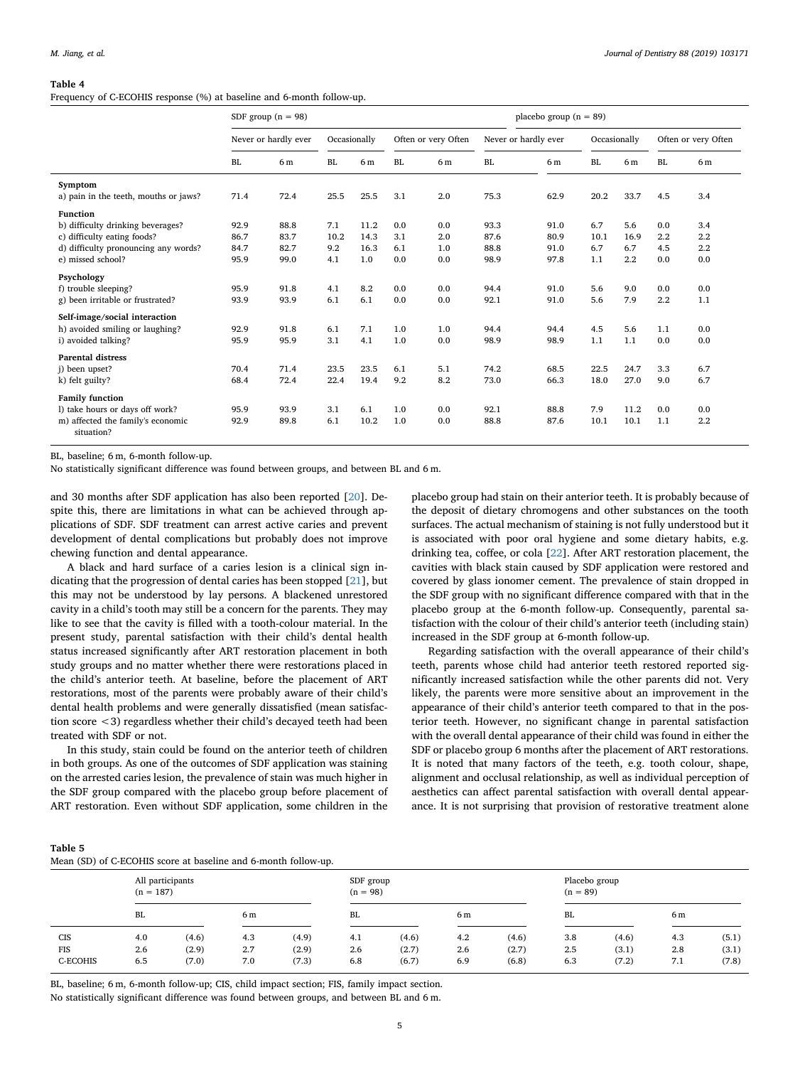**Table 4**
Frequency of C-ECOHIS response (%) at baseline and 6-month follow-up.

| | SDF group (n = 98) | | | | | | placebo group (n = 89) | | | | | |
|---|---|---|---|---|---|---|---|---|---|---|---|---|
| | Never or hardly ever | | Occasionally | | Often or very Often | | Never or hardly ever | | Occasionally | | Often or very Often | |
| | BL | 6 m | BL | 6 m | BL | 6 m | BL | 6 m | BL | 6 m | BL | 6 m |
| **Symptom** | | | | | | | | | | | | |
| a) pain in the teeth, mouths or jaws? | 71.4 | 72.4 | 25.5 | 25.5 | 3.1 | 2.0 | 75.3 | 62.9 | 20.2 | 33.7 | 4.5 | 3.4 |
| **Function** | | | | | | | | | | | | |
| b) difficulty drinking beverages? | 92.9 | 88.8 | 7.1 | 11.2 | 0.0 | 0.0 | 93.3 | 91.0 | 6.7 | 5.6 | 0.0 | 3.4 |
| c) difficulty eating foods? | 86.7 | 83.7 | 10.2 | 14.3 | 3.1 | 2.0 | 87.6 | 80.9 | 10.1 | 16.9 | 2.2 | 2.2 |
| d) difficulty pronouncing any words? | 84.7 | 82.7 | 9.2 | 16.3 | 6.1 | 1.0 | 88.8 | 91.0 | 6.7 | 6.7 | 4.5 | 2.2 |
| e) missed school? | 95.9 | 99.0 | 4.1 | 1.0 | 0.0 | 0.0 | 98.9 | 97.8 | 1.1 | 2.2 | 0.0 | 0.0 |
| **Psychology** | | | | | | | | | | | | |
| f) trouble sleeping? | 95.9 | 91.8 | 4.1 | 8.2 | 0.0 | 0.0 | 94.4 | 91.0 | 5.6 | 9.0 | 0.0 | 0.0 |
| g) been irritable or frustrated? | 93.9 | 93.9 | 6.1 | 6.1 | 0.0 | 0.0 | 92.1 | 91.0 | 5.6 | 7.9 | 2.2 | 1.1 |
| **Self-image/social interaction** | | | | | | | | | | | | |
| h) avoided smiling or laughing? | 92.9 | 91.8 | 6.1 | 7.1 | 1.0 | 1.0 | 94.4 | 94.4 | 4.5 | 5.6 | 1.1 | 0.0 |
| i) avoided talking? | 95.9 | 95.9 | 3.1 | 4.1 | 1.0 | 0.0 | 98.9 | 98.9 | 1.1 | 1.1 | 0.0 | 0.0 |
| **Parental distress** | | | | | | | | | | | | |
| j) been upset? | 70.4 | 71.4 | 23.5 | 23.5 | 6.1 | 5.1 | 74.2 | 68.5 | 22.5 | 24.7 | 3.3 | 6.7 |
| k) felt guilty? | 68.4 | 72.4 | 22.4 | 19.4 | 9.2 | 8.2 | 73.0 | 66.3 | 18.0 | 27.0 | 9.0 | 6.7 |
| **Family function** | | | | | | | | | | | | |
| l) take hours or days off work? | 95.9 | 93.9 | 3.1 | 6.1 | 1.0 | 0.0 | 92.1 | 88.8 | 7.9 | 11.2 | 0.0 | 0.0 |
| m) affected the family's economic situation? | 92.9 | 89.8 | 6.1 | 10.2 | 1.0 | 0.0 | 88.8 | 87.6 | 10.1 | 10.1 | 1.1 | 2.2 |

BL, baseline; 6 m, 6-month follow-up.
No statistically significant difference was found between groups, and between BL and 6 m.

and 30 months after SDF application has also been reported [20]. Despite this, there are limitations in what can be achieved through applications of SDF. SDF treatment can arrest active caries and prevent development of dental complications but probably does not improve chewing function and dental appearance.

A black and hard surface of a caries lesion is a clinical sign indicating that the progression of dental caries has been stopped [21], but this may not be understood by lay persons. A blackened unrestored cavity in a child's tooth may still be a concern for the parents. They may like to see that the cavity is filled with a tooth-colour material. In the present study, parental satisfaction with their child's dental health status increased significantly after ART restoration placement in both study groups and no matter whether there were restorations placed in the child's anterior teeth. At baseline, before the placement of ART restorations, most of the parents were probably aware of their child's dental health problems and were generally dissatisfied (mean satisfaction score <3) regardless whether their child's decayed teeth had been treated with SDF or not.

In this study, stain could be found on the anterior teeth of children in both groups. As one of the outcomes of SDF application was staining on the arrested caries lesion, the prevalence of stain was much higher in the SDF group compared with the placebo group before placement of ART restoration. Even without SDF application, some children in the placebo group had stain on their anterior teeth. It is probably because of the deposit of dietary chromogens and other substances on the tooth surfaces. The actual mechanism of staining is not fully understood but it is associated with poor oral hygiene and some dietary habits, e.g. drinking tea, coffee, or cola [22]. After ART restoration placement, the cavities with black stain caused by SDF application were restored and covered by glass ionomer cement. The prevalence of stain dropped in the SDF group with no significant difference compared with that in the placebo group at the 6-month follow-up. Consequently, parental satisfaction with the colour of their child's anterior teeth (including stain) increased in the SDF group at 6-month follow-up.

Regarding satisfaction with the overall appearance of their child's teeth, parents whose child had anterior teeth restored reported significantly increased satisfaction while the other parents did not. Very likely, the parents were more sensitive about an improvement in the appearance of their child's anterior teeth compared to that in the posterior teeth. However, no significant change in parental satisfaction with the overall dental appearance of their child was found in either the SDF or placebo group 6 months after the placement of ART restorations. It is noted that many factors of the teeth, e.g. tooth colour, shape, alignment and occlusal relationship, as well as individual perception of aesthetics can affect parental satisfaction with overall dental appearance. It is not surprising that provision of restorative treatment alone

**Table 5**
Mean (SD) of C-ECOHIS score at baseline and 6-month follow-up.

| | All participants (n = 187) | | | | SDF group (n = 98) | | | | Placebo group (n = 89) | | | |
|---|---|---|---|---|---|---|---|---|---|---|---|---|
| | BL | | 6 m | | BL | | 6 m | | BL | | 6 m | |
| CIS | 4.0 | (4.6) | 4.3 | (4.9) | 4.1 | (4.6) | 4.2 | (4.6) | 3.8 | (4.6) | 4.3 | (5.1) |
| FIS | 2.6 | (2.9) | 2.7 | (2.9) | 2.6 | (2.7) | 2.6 | (2.7) | 2.5 | (3.1) | 2.8 | (3.1) |
| C-ECOHIS | 6.5 | (7.0) | 7.0 | (7.3) | 6.8 | (6.7) | 6.9 | (6.8) | 6.3 | (7.2) | 7.1 | (7.8) |

BL, baseline; 6 m, 6-month follow-up; CIS, child impact section; FIS, family impact section.
No statistically significant difference was found between groups, and between BL and 6 m.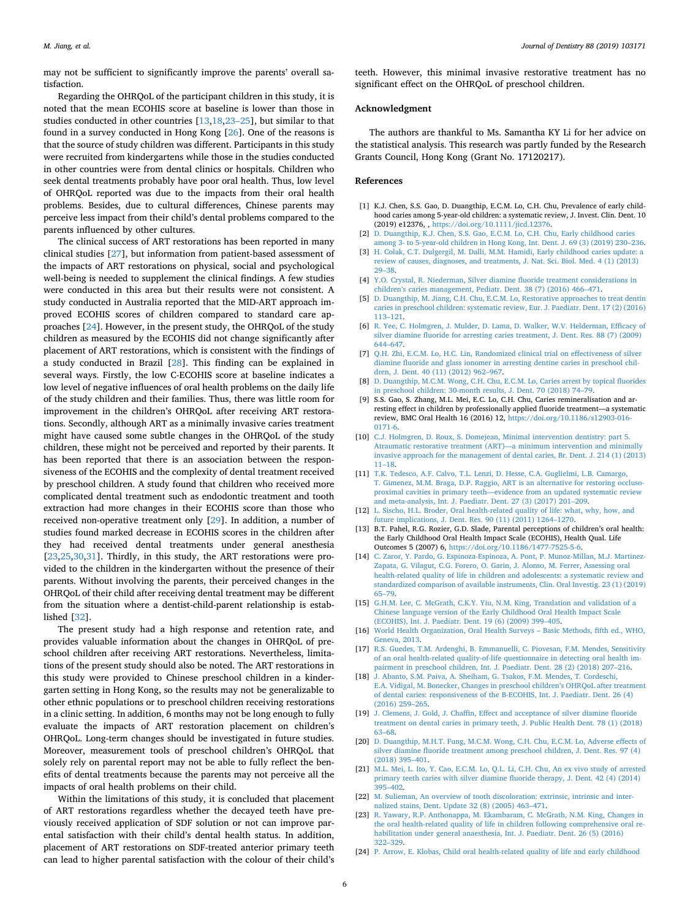may not be sufficient to significantly improve the parents' overall satisfaction.

Regarding the OHRQoL of the participant children in this study, it is noted that the mean ECOHIS score at baseline is lower than those in studies conducted in other countries [13,18,23–25], but similar to that found in a survey conducted in Hong Kong [26]. One of the reasons is that the source of study children was different. Participants in this study were recruited from kindergartens while those in the studies conducted in other countries were from dental clinics or hospitals. Children who seek dental treatments probably have poor oral health. Thus, low level of OHRQoL reported was due to the impacts from their oral health problems. Besides, due to cultural differences, Chinese parents may perceive less impact from their child's dental problems compared to the parents influenced by other cultures.

The clinical success of ART restorations has been reported in many clinical studies [27], but information from patient-based assessment of the impacts of ART restorations on physical, social and psychological well-being is needed to supplement the clinical findings. A few studies were conducted in this area but their results were not consistent. A study conducted in Australia reported that the MID-ART approach improved ECOHIS scores of children compared to standard care approaches [24]. However, in the present study, the OHRQoL of the study children as measured by the ECOHIS did not change significantly after placement of ART restorations, which is consistent with the findings of a study conducted in Brazil [28]. This finding can be explained in several ways. Firstly, the low C-ECOHIS score at baseline indicates a low level of negative influences of oral health problems on the daily life of the study children and their families. Thus, there was little room for improvement in the children's OHRQoL after receiving ART restorations. Secondly, although ART as a minimally invasive caries treatment might have caused some subtle changes in the OHRQoL of the study children, these might not be perceived and reported by their parents. It has been reported that there is an association between the responsiveness of the ECOHIS and the complexity of dental treatment received by preschool children. A study found that children who received more complicated dental treatment such as endodontic treatment and tooth extraction had more changes in their ECOHIS score than those who received non-operative treatment only [29]. In addition, a number of studies found marked decrease in ECOHIS scores in the children after they had received dental treatments under general anesthesia [23,25,30,31]. Thirdly, in this study, the ART restorations were provided to the children in the kindergarten without the presence of their parents. Without involving the parents, their perceived changes in the OHRQoL of their child after receiving dental treatment may be different from the situation where a dentist-child-parent relationship is established [32].

The present study had a high response and retention rate, and provides valuable information about the changes in OHRQoL of preschool children after receiving ART restorations. Nevertheless, limitations of the present study should also be noted. The ART restorations in this study were provided to Chinese preschool children in a kindergarten setting in Hong Kong, so the results may not be generalizable to other ethnic populations or to preschool children receiving restorations in a clinic setting. In addition, 6 months may not be long enough to fully evaluate the impacts of ART restoration placement on children's OHRQoL. Long-term changes should be investigated in future studies. Moreover, measurement tools of preschool children's OHRQoL that solely rely on parental report may not be able to fully reflect the benefits of dental treatments because the parents may not perceive all the impacts of oral health problems on their child.

Within the limitations of this study, it is concluded that placement of ART restorations regardless whether the decayed teeth have previously received application of SDF solution or not can improve parental satisfaction with their child's dental health status. In addition, placement of ART restorations on SDF-treated anterior primary teeth can lead to higher parental satisfaction with the colour of their child's teeth. However, this minimal invasive restorative treatment has no significant effect on the OHRQoL of preschool children.

## Acknowledgment

The authors are thankful to Ms. Samantha KY Li for her advice on the statistical analysis. This research was partly funded by the Research Grants Council, Hong Kong (Grant No. 17120217).

## References

[1] K.J. Chen, S.S. Gao, D. Duangthip, E.C.M. Lo, C.H. Chu, Prevalence of early childhood caries among 5-year-old children: a systematic review, J. Invest. Clin. Dent. 10 (2019) e12376, , https://doi.org/10.1111/jicd.12376.

[2] D. Duangthip, K.J. Chen, S.S. Gao, E.C.M. Lo, C.H. Chu, Early childhood caries among 3- to 5-year-old children in Hong Kong, Int. Dent. J. 69 (3) (2019) 230–236.

[3] H. Colak, C.T. Dulgergil, M. Dalli, M.M. Hamidi, Early childhood caries update: a review of causes, diagnoses, and treatments, J. Nat. Sci. Biol. Med. 4 (1) (2013) 29–38.

[4] Y.O. Crystal, R. Niederman, Silver diamine fluoride treatment considerations in children's caries management, Pediatr. Dent. 38 (7) (2016) 466–471.

[5] D. Duangthip, M. Jiang, C.H. Chu, E.C.M. Lo, Restorative approaches to treat dentin caries in preschool children: systematic review, Eur. J. Paediatr. Dent. 17 (2) (2016) 113–121.

[6] R. Yee, C. Holmgren, J. Mulder, D. Lama, D. Walker, W.V. Helderman, Efficacy of silver diamine fluoride for arresting caries treatment, J. Dent. Res. 88 (7) (2009) 644–647.

[7] Q.H. Zhi, E.C.M. Lo, H.C. Lin, Randomized clinical trial on effectiveness of silver diamine fluoride and glass ionomer in arresting dentine caries in preschool children, J. Dent. 40 (11) (2012) 962–967.

[8] D. Duangthip, M.C.M. Wong, C.H. Chu, E.C.M. Lo, Caries arrest by topical fluorides in preschool children: 30-month results, J. Dent. 70 (2018) 74–79.

[9] S.S. Gao, S. Zhang, M.L. Mei, E.C. Lo, C.H. Chu, Caries remineralisation and arresting effect in children by professionally applied fluoride treatment—a systematic review, BMC Oral Health 16 (2016) 12, https://doi.org/10.1186/s12903-016-0171-6.

[10] C.J. Holmgren, D. Roux, S. Domejean, Minimal intervention dentistry: part 5. Atraumatic restorative treatment (ART)—a minimum intervention and minimally invasive approach for the management of dental caries, Br. Dent. J. 214 (1) (2013) 11–18.

[11] T.K. Tedesco, A.F. Calvo, T.L. Lenzi, D. Hesse, C.A. Guglielmi, L.B. Camargo, T. Gimenez, M.M. Braga, D.P. Raggio, ART is an alternative for restoring occlusoproximal cavities in primary teeth—evidence from an updated systematic review and meta-analysis, Int. J. Paediatr. Dent. 27 (3) (2017) 201–209.

[12] L. Sischo, H.L. Broder, Oral health-related quality of life: what, why, how, and future implications, J. Dent. Res. 90 (11) (2011) 1264–1270.

[13] B.T. Pahel, R.G. Rozier, G.D. Slade, Parental perceptions of children's oral health: the Early Childhood Oral Health Impact Scale (ECOHIS), Health Qual. Life Outcomes 5 (2007) 6, https://doi.org/10.1186/1477-7525-5-6.

[14] C. Zaror, Y. Pardo, G. Espinoza-Espinoza, A. Pont, P. Munoz-Millan, M.J. Martinez-Zapata, G. Vilagut, C.G. Forero, O. Garin, J. Alonso, M. Ferrer, Assessing oral health-related quality of life in children and adolescents: a systematic review and standardized comparison of available instruments, Clin. Oral Investig. 23 (1) (2019) 65–79.

[15] G.H.M. Lee, C. McGrath, C.K.Y. Yiu, N.M. King, Translation and validation of a Chinese language version of the Early Childhood Oral Health Impact Scale (ECOHIS), Int. J. Paediatr. Dent. 19 (6) (2009) 399–405.

[16] World Health Organization, Oral Health Surveys – Basic Methods, fifth ed., WHO, Geneva, 2013.

[17] R.S. Guedes, T.M. Ardenghi, B. Emmanuelli, C. Piovesan, F.M. Mendes, Sensitivity of an oral health-related quality-of-life questionnaire in detecting oral health impairment in preschool children, Int. J. Paediatr. Dent. 28 (2) (2018) 207–216.

[18] J. Abanto, S.M. Paiva, A. Sheiham, G. Tsakos, F.M. Mendes, T. Cordeschi, E.A. Vidigal, M. Bonecker, Changes in preschool children's OHRQoL after treatment of dental caries: responsiveness of the B-ECOHIS, Int. J. Paediatr. Dent. 26 (4) (2016) 259–265.

[19] J. Clemens, J. Gold, J. Chaffin, Effect and acceptance of silver diamine fluoride treatment on dental caries in primary teeth, J. Public Health Dent. 78 (1) (2018) 63–68.

[20] D. Duangthip, M.H.T. Fung, M.C.M. Wong, C.H. Chu, E.C.M. Lo, Adverse effects of silver diamine fluoride treatment among preschool children, J. Dent. Res. 97 (4) (2018) 395–401.

[21] M.L. Mei, L. Ito, Y. Cao, E.C.M. Lo, Q.L. Li, C.H. Chu, An ex vivo study of arrested primary teeth caries with silver diamine fluoride therapy, J. Dent. 42 (4) (2014) 395–402.

[22] M. Sulieman, An overview of tooth discoloration: extrinsic, intrinsic and internalized stains, Dent. Update 32 (8) (2005) 463–471.

[23] R. Yawary, R.P. Anthonappa, M. Ekambaram, C. McGrath, N.M. King, Changes in the oral health-related quality of life in children following comprehensive oral rehabilitation under general anaesthesia, Int. J. Paediatr. Dent. 26 (5) (2016) 322–329.

[24] P. Arrow, E. Klobas, Child oral health-related quality of life and early childhood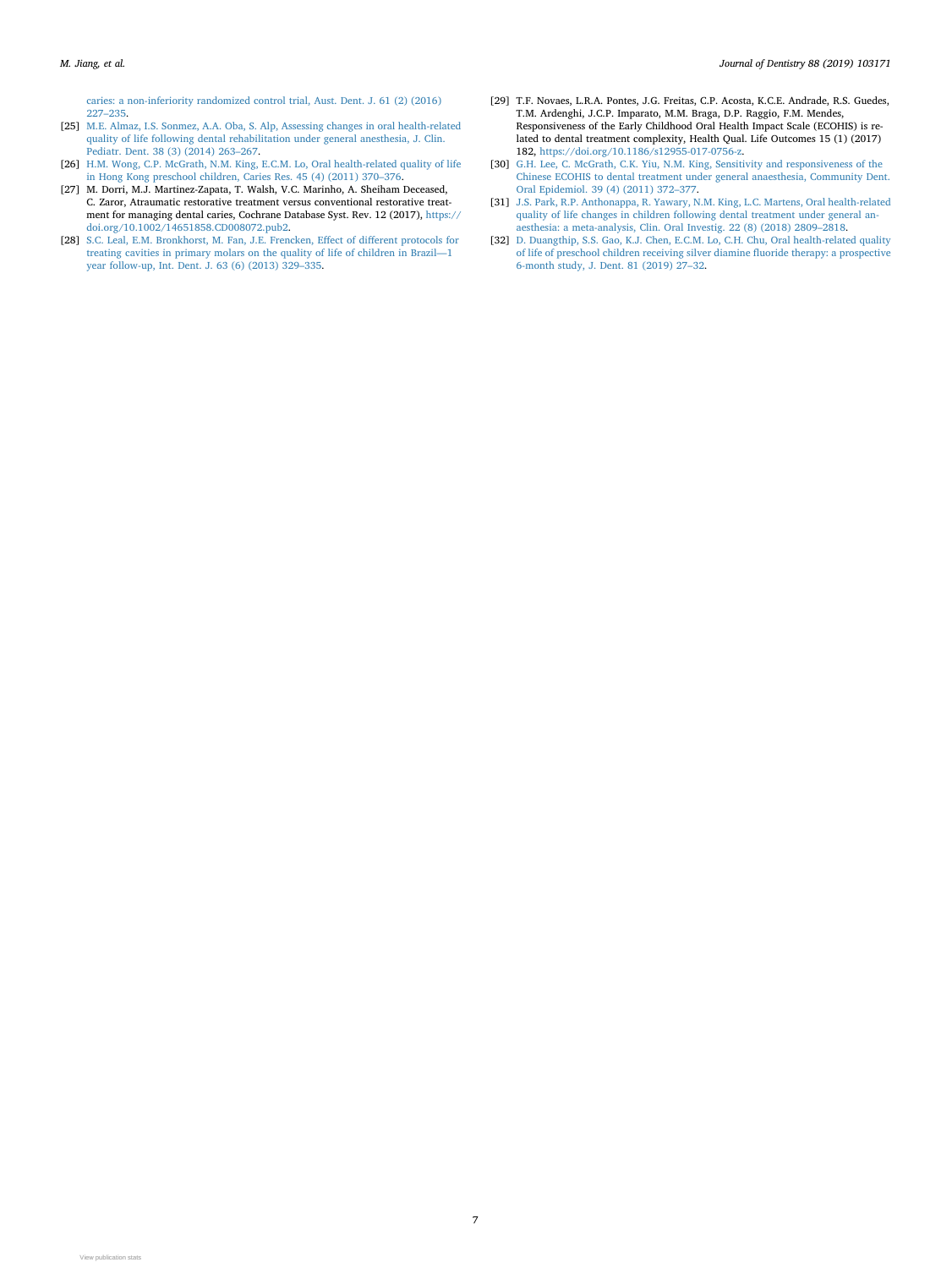caries: a non-inferiority randomized control trial, Aust. Dent. J. 61 (2) (2016) 227–235.

[25] M.E. Almaz, I.S. Sonmez, A.A. Oba, S. Alp, Assessing changes in oral health-related quality of life following dental rehabilitation under general anesthesia, J. Clin. Pediatr. Dent. 38 (3) (2014) 263–267.

[26] H.M. Wong, C.P. McGrath, N.M. King, E.C.M. Lo, Oral health-related quality of life in Hong Kong preschool children, Caries Res. 45 (4) (2011) 370–376.

[27] M. Dorri, M.J. Martinez-Zapata, T. Walsh, V.C. Marinho, A. Sheiham Deceased, C. Zaror, Atraumatic restorative treatment versus conventional restorative treatment for managing dental caries, Cochrane Database Syst. Rev. 12 (2017), https://doi.org/10.1002/14651858.CD008072.pub2.

[28] S.C. Leal, E.M. Bronkhorst, M. Fan, J.E. Frencken, Effect of different protocols for treating cavities in primary molars on the quality of life of children in Brazil—1 year follow-up, Int. Dent. J. 63 (6) (2013) 329–335.

[29] T.F. Novaes, L.R.A. Pontes, J.G. Freitas, C.P. Acosta, K.C.E. Andrade, R.S. Guedes, T.M. Ardenghi, J.C.P. Imparato, M.M. Braga, D.P. Raggio, F.M. Mendes, Responsiveness of the Early Childhood Oral Health Impact Scale (ECOHIS) is related to dental treatment complexity, Health Qual. Life Outcomes 15 (1) (2017) 182, https://doi.org/10.1186/s12955-017-0756-z.

[30] G.H. Lee, C. McGrath, C.K. Yiu, N.M. King, Sensitivity and responsiveness of the Chinese ECOHIS to dental treatment under general anaesthesia, Community Dent. Oral Epidemiol. 39 (4) (2011) 372–377.

[31] J.S. Park, R.P. Anthonappa, R. Yawary, N.M. King, L.C. Martens, Oral health-related quality of life changes in children following dental treatment under general anaesthesia: a meta-analysis, Clin. Oral Investig. 22 (8) (2018) 2809–2818.

[32] D. Duangthip, S.S. Gao, K.J. Chen, E.C.M. Lo, C.H. Chu, Oral health-related quality of life of preschool children receiving silver diamine fluoride therapy: a prospective 6-month study, J. Dent. 81 (2019) 27–32.